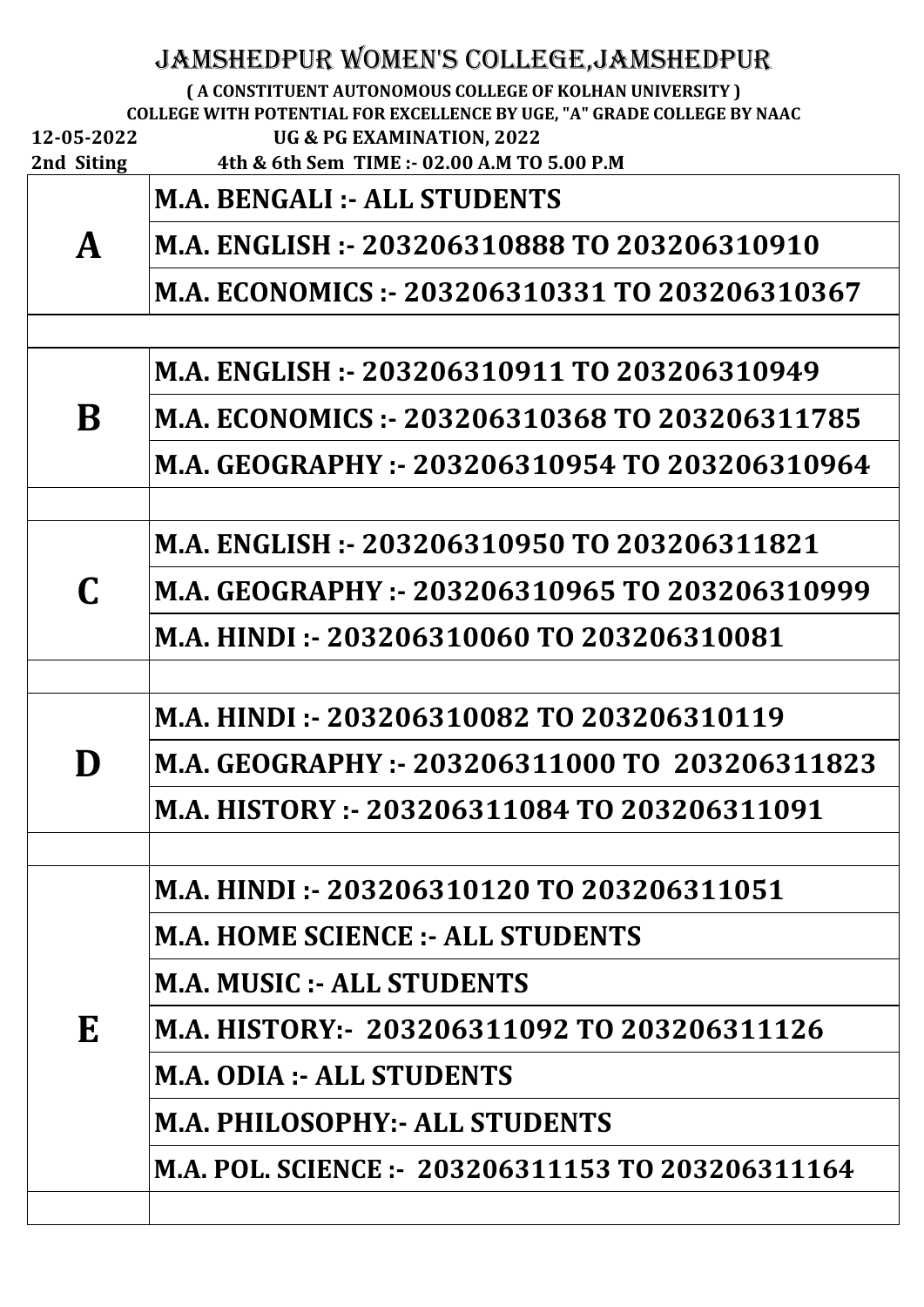# JAMSHEDPUR WOMEN'S COLLEGE,JAMSHEDPUR

**( A CONSTITUENT AUTONOMOUS COLLEGE OF KOLHAN UNIVERSITY )**

**COLLEGE WITH POTENTIAL FOR EXCELLENCE BY UGE, "A" GRADE COLLEGE BY NAAC**

**12-05-2022** **UG & PG EXAMINATION, 2022**

**2nd Siting** **4th & 6th Sem TIME :- 02.00 A.M TO 5.00 P.M**

| | |
|---|---|
| **A** | **M.A. BENGALI :- ALL STUDENTS** |
| | **M.A. ENGLISH :- 203206310888 TO 203206310910** |
| | **M.A. ECONOMICS :- 203206310331 TO 203206310367** |
| | |
| **B** | **M.A. ENGLISH :- 203206310911 TO 203206310949** |
| | **M.A. ECONOMICS :- 203206310368 TO 203206311785** |
| | **M.A. GEOGRAPHY :- 203206310954 TO 203206310964** |
| | |
| **C** | **M.A. ENGLISH :- 203206310950 TO 203206311821** |
| | **M.A. GEOGRAPHY :- 203206310965 TO 203206310999** |
| | **M.A. HINDI :- 203206310060 TO 203206310081** |
| | |
| **D** | **M.A. HINDI :- 203206310082 TO 203206310119** |
| | **M.A. GEOGRAPHY :- 203206311000 TO 203206311823** |
| | **M.A. HISTORY :- 203206311084 TO 203206311091** |
| | |
| **E** | **M.A. HINDI :- 203206310120 TO 203206311051** |
| | **M.A. HOME SCIENCE :- ALL STUDENTS** |
| | **M.A. MUSIC :- ALL STUDENTS** |
| | **M.A. HISTORY:- 203206311092 TO 203206311126** |
| | **M.A. ODIA :- ALL STUDENTS** |
| | **M.A. PHILOSOPHY:- ALL STUDENTS** |
| | **M.A. POL. SCIENCE :- 203206311153 TO 203206311164** |
| | |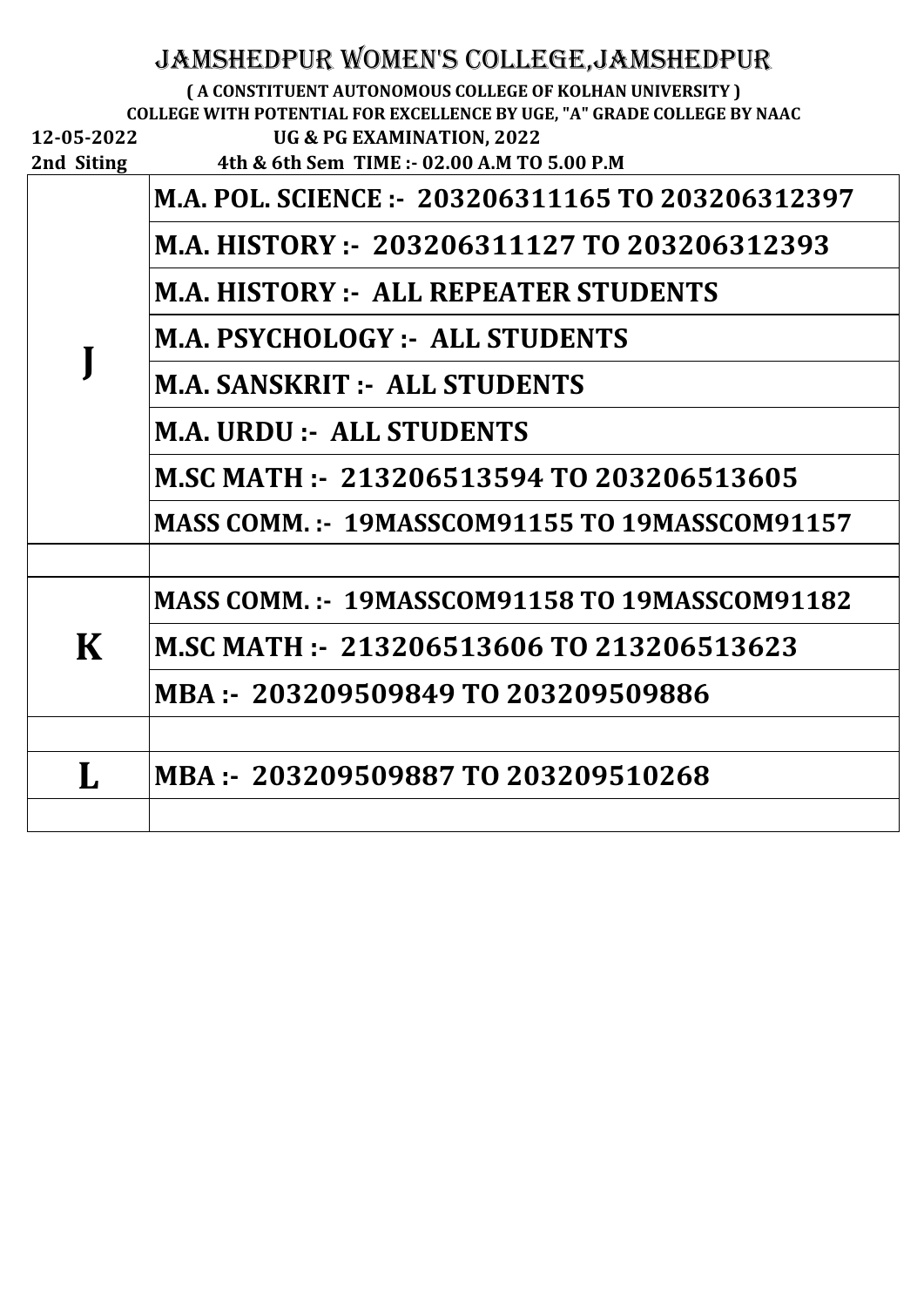# JAMSHEDPUR WOMEN'S COLLEGE,JAMSHEDPUR

**( A CONSTITUENT AUTONOMOUS COLLEGE OF KOLHAN UNIVERSITY )**

**COLLEGE WITH POTENTIAL FOR EXCELLENCE BY UGE, "A" GRADE COLLEGE BY NAAC**

**12-05-2022** **UG & PG EXAMINATION, 2022**

**2nd Siting** **4th & 6th Sem TIME :- 02.00 A.M TO 5.00 P.M**

| | |
|---|---|
| **J** | **M.A. POL. SCIENCE :- 203206311165 TO 203206312397** |
| | **M.A. HISTORY :- 203206311127 TO 203206312393** |
| | **M.A. HISTORY :- ALL REPEATER STUDENTS** |
| | **M.A. PSYCHOLOGY :- ALL STUDENTS** |
| | **M.A. SANSKRIT :- ALL STUDENTS** |
| | **M.A. URDU :- ALL STUDENTS** |
| | **M.SC MATH :- 213206513594 TO 203206513605** |
| | **MASS COMM. :- 19MASSCOM91155 TO 19MASSCOM91157** |
| | |
| **K** | **MASS COMM. :- 19MASSCOM91158 TO 19MASSCOM91182** |
| | **M.SC MATH :- 213206513606 TO 213206513623** |
| | **MBA :- 203209509849 TO 203209509886** |
| | |
| **L** | **MBA :- 203209509887 TO 203209510268** |
| | |